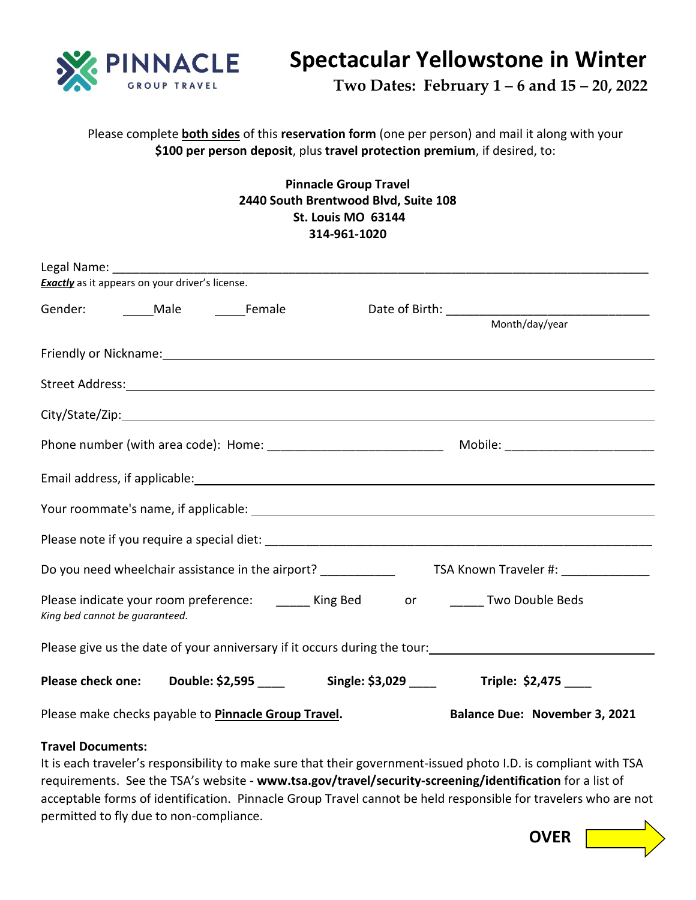PINNACLE GROUP TRAVEL

# Spectacular Yellowstone in Winter

**Two Dates: February 1 – 6 and 15 – 20, 2022**

Please complete **both sides** of this **reservation form** (one per person) and mail it along with your **$100 per person deposit**, plus **travel protection premium**, if desired, to:

**Pinnacle Group Travel**
**2440 South Brentwood Blvd, Suite 108**
**St. Louis MO 63144**
**314-961-1020**

Legal Name: ___________________________________________________________________________
***Exactly*** as it appears on your driver's license.

Gender: _____Male _____Female Date of Birth: ______________________________
Month/day/year

Friendly or Nickname: ___________________________________________________________________

Street Address: ________________________________________________________________________

City/State/Zip: _________________________________________________________________________

Phone number (with area code): Home: _________________________ Mobile: _____________________

Email address, if applicable: ______________________________________________________________

Your roommate's name, if applicable: _______________________________________________________

Please note if you require a special diet: ____________________________________________________

Do you need wheelchair assistance in the airport? ___________ TSA Known Traveler #: _____________

Please indicate your room preference: _____ King Bed or _____ Two Double Beds
*King bed cannot be guaranteed.*

Please give us the date of your anniversary if it occurs during the tour: ______________________________

**Please check one:** **Double: $2,595** ____ **Single: $3,029** ____ **Triple: $2,475** ____

Please make checks payable to **Pinnacle Group Travel.** **Balance Due: November 3, 2021**

**Travel Documents:**
It is each traveler's responsibility to make sure that their government-issued photo I.D. is compliant with TSA requirements. See the TSA's website - **www.tsa.gov/travel/security-screening/identification** for a list of acceptable forms of identification. Pinnacle Group Travel cannot be held responsible for travelers who are not permitted to fly due to non-compliance.

**OVER**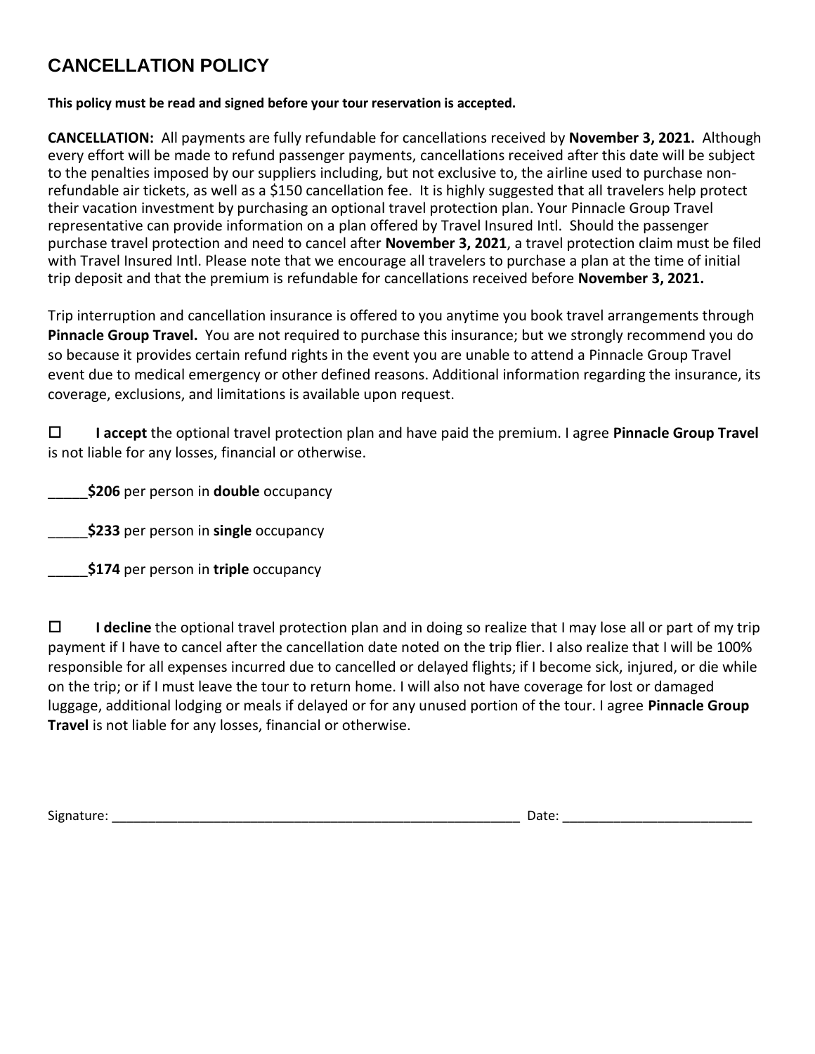# CANCELLATION POLICY

**This policy must be read and signed before your tour reservation is accepted.**

**CANCELLATION:** All payments are fully refundable for cancellations received by **November 3, 2021.** Although every effort will be made to refund passenger payments, cancellations received after this date will be subject to the penalties imposed by our suppliers including, but not exclusive to, the airline used to purchase non-refundable air tickets, as well as a $150 cancellation fee. It is highly suggested that all travelers help protect their vacation investment by purchasing an optional travel protection plan. Your Pinnacle Group Travel representative can provide information on a plan offered by Travel Insured Intl. Should the passenger purchase travel protection and need to cancel after **November 3, 2021**, a travel protection claim must be filed with Travel Insured Intl. Please note that we encourage all travelers to purchase a plan at the time of initial trip deposit and that the premium is refundable for cancellations received before **November 3, 2021.**

Trip interruption and cancellation insurance is offered to you anytime you book travel arrangements through **Pinnacle Group Travel.** You are not required to purchase this insurance; but we strongly recommend you do so because it provides certain refund rights in the event you are unable to attend a Pinnacle Group Travel event due to medical emergency or other defined reasons. Additional information regarding the insurance, its coverage, exclusions, and limitations is available upon request.

☐ **I accept** the optional travel protection plan and have paid the premium. I agree **Pinnacle Group Travel** is not liable for any losses, financial or otherwise.

_____**$206** per person in **double** occupancy

_____**$233** per person in **single** occupancy

_____**$174** per person in **triple** occupancy

☐ **I decline** the optional travel protection plan and in doing so realize that I may lose all or part of my trip payment if I have to cancel after the cancellation date noted on the trip flier. I also realize that I will be 100% responsible for all expenses incurred due to cancelled or delayed flights; if I become sick, injured, or die while on the trip; or if I must leave the tour to return home. I will also not have coverage for lost or damaged luggage, additional lodging or meals if delayed or for any unused portion of the tour. I agree **Pinnacle Group Travel** is not liable for any losses, financial or otherwise.

Signature: ___________________________________________________________ Date: ___________________________